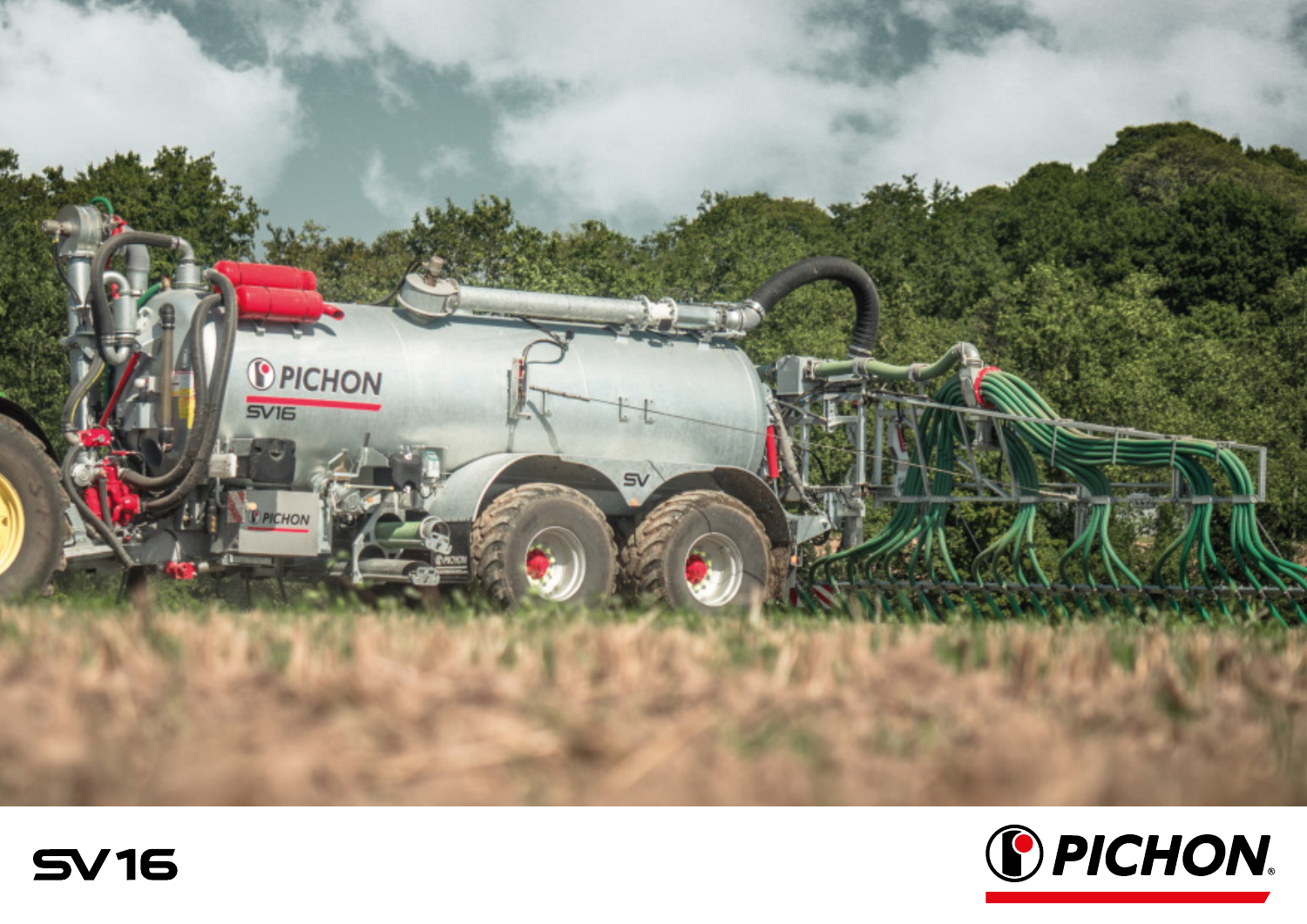# SV16

PICHON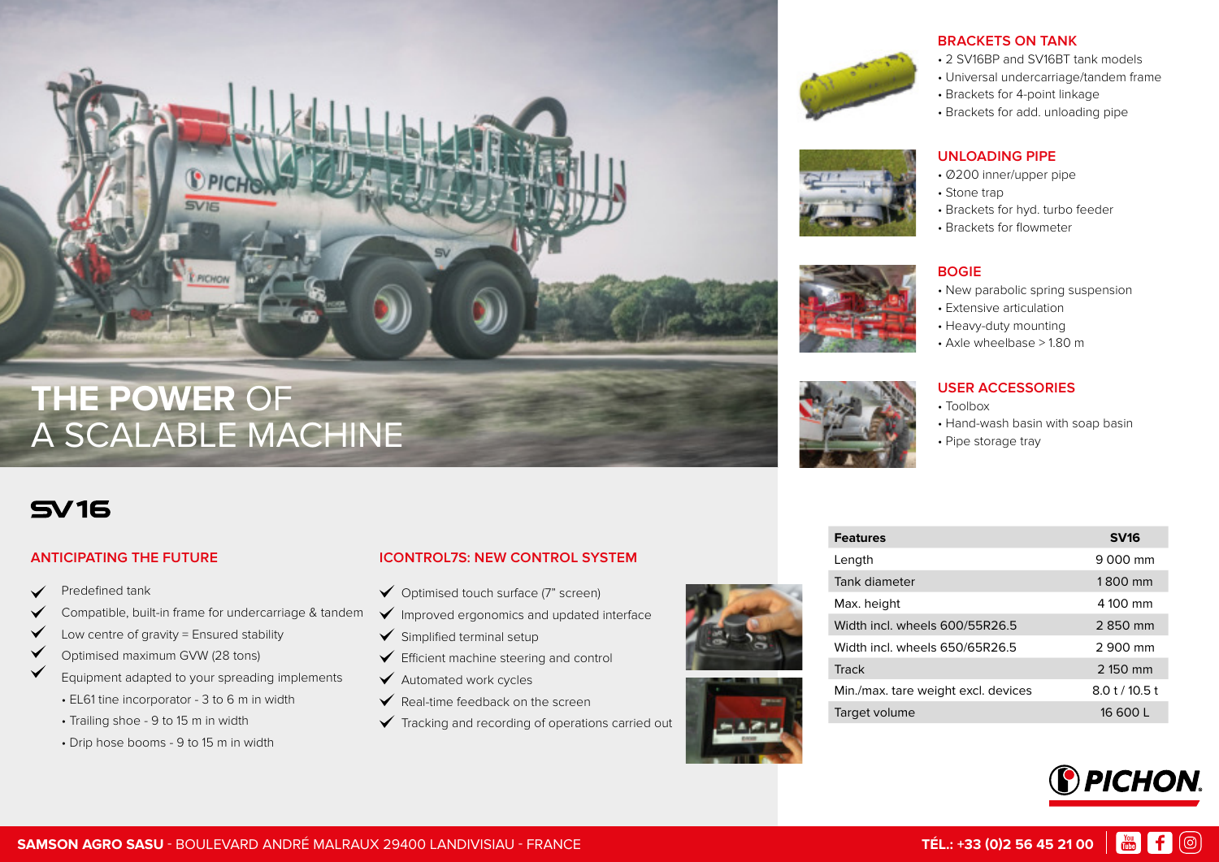# THE POWER OF A SCALABLE MACHINE

## SV16

### ANTICIPATING THE FUTURE

- ✓ Predefined tank
- ✓ Compatible, built-in frame for undercarriage & tandem
- ✓ Low centre of gravity = Ensured stability
- ✓ Optimised maximum GVW (28 tons)
- ✓ Equipment adapted to your spreading implements
  - EL61 tine incorporator - 3 to 6 m in width
  - Trailing shoe - 9 to 15 m in width
  - Drip hose booms - 9 to 15 m in width

### ICONTROL7S: NEW CONTROL SYSTEM

- ✓ Optimised touch surface (7" screen)
- ✓ Improved ergonomics and updated interface
- ✓ Simplified terminal setup
- ✓ Efficient machine steering and control
- ✓ Automated work cycles
- ✓ Real-time feedback on the screen
- ✓ Tracking and recording of operations carried out

### BRACKETS ON TANK

- 2 SV16BP and SV16BT tank models
- Universal undercarriage/tandem frame
- Brackets for 4-point linkage
- Brackets for add. unloading pipe

### UNLOADING PIPE

- Ø200 inner/upper pipe
- Stone trap
- Brackets for hyd. turbo feeder
- Brackets for flowmeter

### BOGIE

- New parabolic spring suspension
- Extensive articulation
- Heavy-duty mounting
- Axle wheelbase > 1.80 m

### USER ACCESSORIES

- Toolbox
- Hand-wash basin with soap basin
- Pipe storage tray

| Features | SV16 |
|---|---|
| Length | 9 000 mm |
| Tank diameter | 1 800 mm |
| Max. height | 4 100 mm |
| Width incl. wheels 600/55R26.5 | 2 850 mm |
| Width incl. wheels 650/65R26.5 | 2 900 mm |
| Track | 2 150 mm |
| Min./max. tare weight excl. devices | 8.0 t / 10.5 t |
| Target volume | 16 600 L |

PICHON

**SAMSON AGRO SASU** - BOULEVARD ANDRÉ MALRAUX 29400 LANDIVISIAU - FRANCE

**TÉL.: +33 (0)2 56 45 21 00**